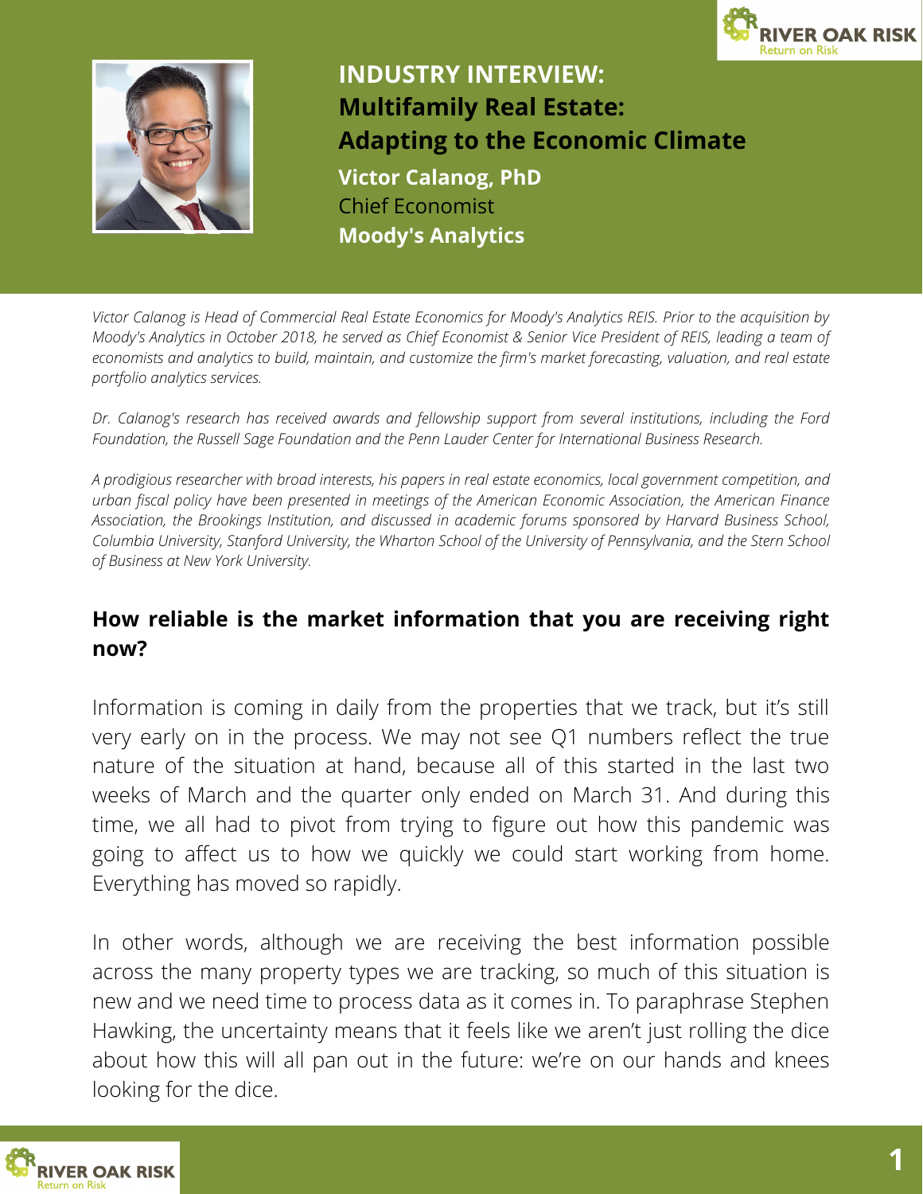# INDUSTRY INTERVIEW: Multifamily Real Estate: Adapting to the Economic Climate

**Victor Calanog, PhD**
Chief Economist
**Moody's Analytics**

*Victor Calanog is Head of Commercial Real Estate Economics for Moody's Analytics REIS. Prior to the acquisition by Moody's Analytics in October 2018, he served as Chief Economist & Senior Vice President of REIS, leading a team of economists and analytics to build, maintain, and customize the firm's market forecasting, valuation, and real estate portfolio analytics services.*

*Dr. Calanog's research has received awards and fellowship support from several institutions, including the Ford Foundation, the Russell Sage Foundation and the Penn Lauder Center for International Business Research.*

*A prodigious researcher with broad interests, his papers in real estate economics, local government competition, and urban fiscal policy have been presented in meetings of the American Economic Association, the American Finance Association, the Brookings Institution, and discussed in academic forums sponsored by Harvard Business School, Columbia University, Stanford University, the Wharton School of the University of Pennsylvania, and the Stern School of Business at New York University.*

### How reliable is the market information that you are receiving right now?

Information is coming in daily from the properties that we track, but it's still very early on in the process. We may not see Q1 numbers reflect the true nature of the situation at hand, because all of this started in the last two weeks of March and the quarter only ended on March 31. And during this time, we all had to pivot from trying to figure out how this pandemic was going to affect us to how we quickly we could start working from home. Everything has moved so rapidly.

In other words, although we are receiving the best information possible across the many property types we are tracking, so much of this situation is new and we need time to process data as it comes in. To paraphrase Stephen Hawking, the uncertainty means that it feels like we aren't just rolling the dice about how this will all pan out in the future: we're on our hands and knees looking for the dice.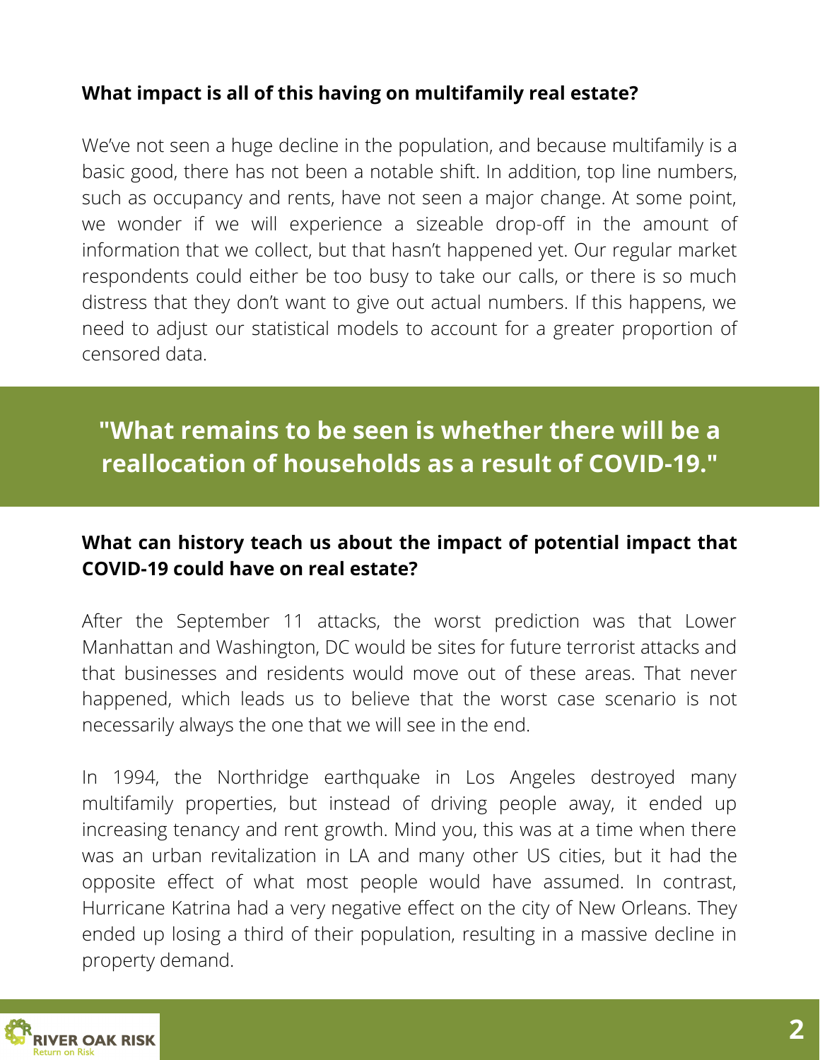**What impact is all of this having on multifamily real estate?**

We've not seen a huge decline in the population, and because multifamily is a basic good, there has not been a notable shift. In addition, top line numbers, such as occupancy and rents, have not seen a major change. At some point, we wonder if we will experience a sizeable drop-off in the amount of information that we collect, but that hasn't happened yet. Our regular market respondents could either be too busy to take our calls, or there is so much distress that they don't want to give out actual numbers. If this happens, we need to adjust our statistical models to account for a greater proportion of censored data.

**"What remains to be seen is whether there will be a reallocation of households as a result of COVID-19."**

**What can history teach us about the impact of potential impact that COVID-19 could have on real estate?**

After the September 11 attacks, the worst prediction was that Lower Manhattan and Washington, DC would be sites for future terrorist attacks and that businesses and residents would move out of these areas. That never happened, which leads us to believe that the worst case scenario is not necessarily always the one that we will see in the end.

In 1994, the Northridge earthquake in Los Angeles destroyed many multifamily properties, but instead of driving people away, it ended up increasing tenancy and rent growth. Mind you, this was at a time when there was an urban revitalization in LA and many other US cities, but it had the opposite effect of what most people would have assumed. In contrast, Hurricane Katrina had a very negative effect on the city of New Orleans. They ended up losing a third of their population, resulting in a massive decline in property demand.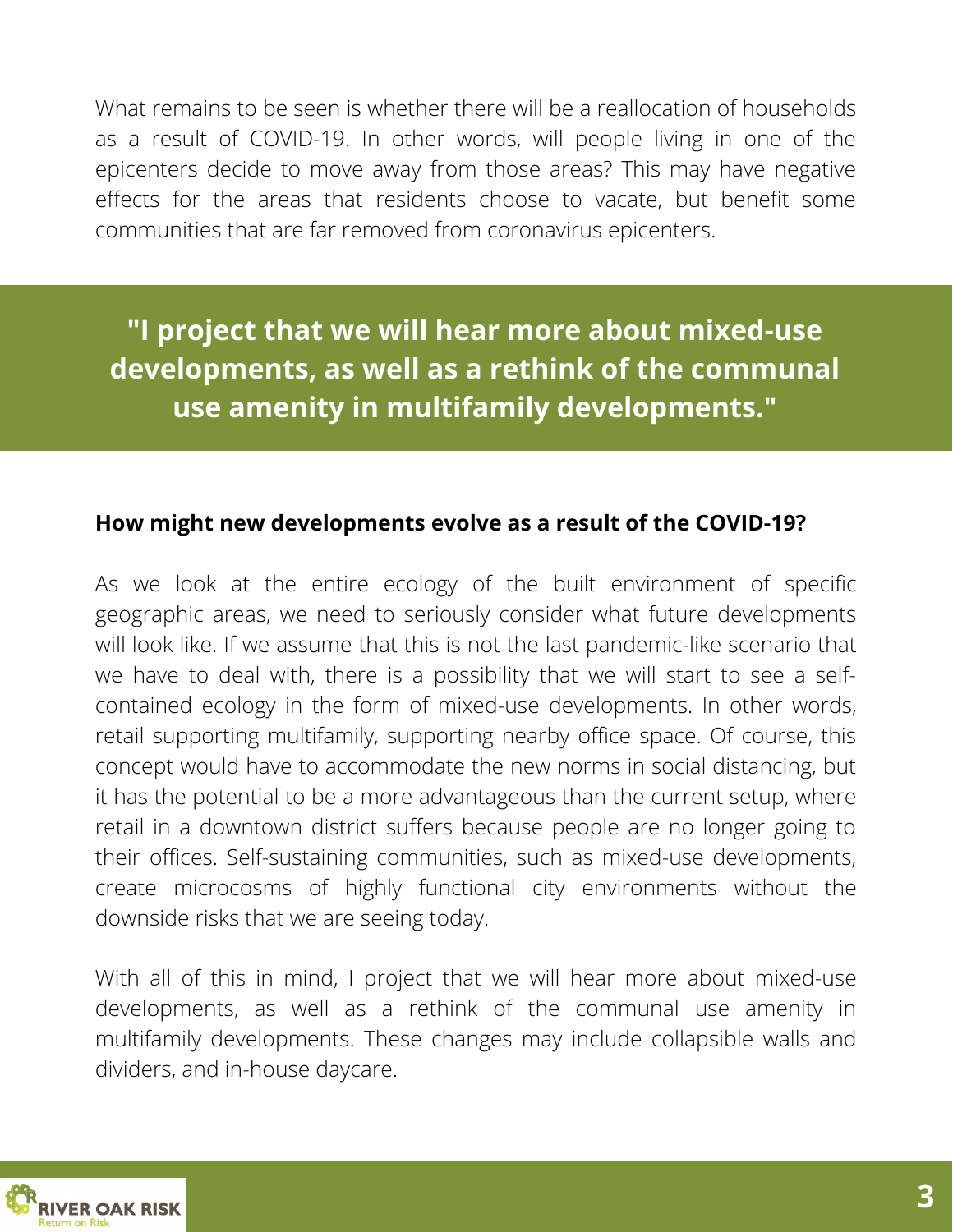What remains to be seen is whether there will be a reallocation of households as a result of COVID-19. In other words, will people living in one of the epicenters decide to move away from those areas? This may have negative effects for the areas that residents choose to vacate, but benefit some communities that are far removed from coronavirus epicenters.

> **"I project that we will hear more about mixed-use developments, as well as a rethink of the communal use amenity in multifamily developments."**

**How might new developments evolve as a result of the COVID-19?**

As we look at the entire ecology of the built environment of specific geographic areas, we need to seriously consider what future developments will look like. If we assume that this is not the last pandemic-like scenario that we have to deal with, there is a possibility that we will start to see a self-contained ecology in the form of mixed-use developments. In other words, retail supporting multifamily, supporting nearby office space. Of course, this concept would have to accommodate the new norms in social distancing, but it has the potential to be a more advantageous than the current setup, where retail in a downtown district suffers because people are no longer going to their offices. Self-sustaining communities, such as mixed-use developments, create microcosms of highly functional city environments without the downside risks that we are seeing today.

With all of this in mind, I project that we will hear more about mixed-use developments, as well as a rethink of the communal use amenity in multifamily developments. These changes may include collapsible walls and dividers, and in-house daycare.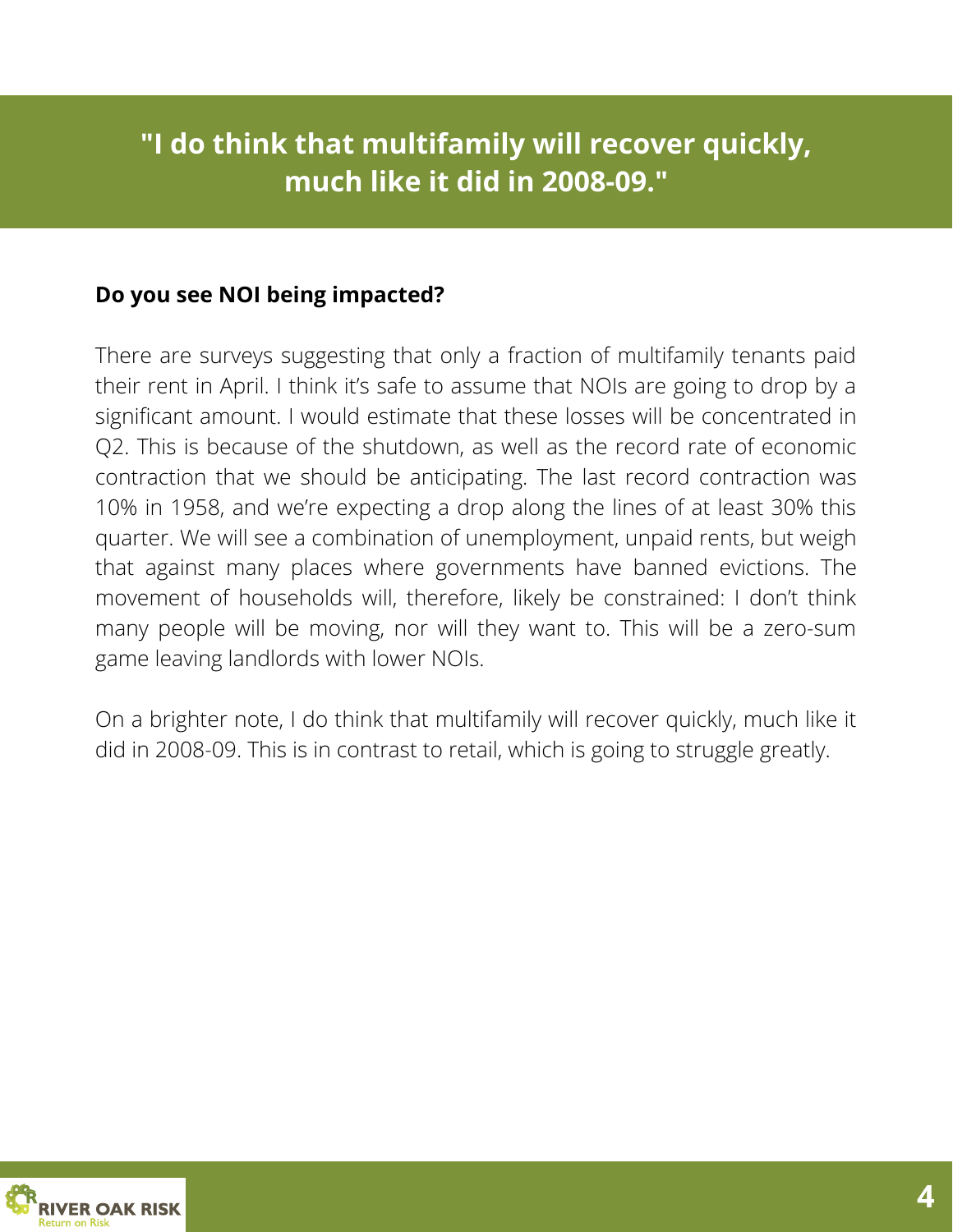## "I do think that multifamily will recover quickly, much like it did in 2008-09."

**Do you see NOI being impacted?**

There are surveys suggesting that only a fraction of multifamily tenants paid their rent in April. I think it's safe to assume that NOIs are going to drop by a significant amount. I would estimate that these losses will be concentrated in Q2. This is because of the shutdown, as well as the record rate of economic contraction that we should be anticipating. The last record contraction was 10% in 1958, and we're expecting a drop along the lines of at least 30% this quarter. We will see a combination of unemployment, unpaid rents, but weigh that against many places where governments have banned evictions. The movement of households will, therefore, likely be constrained: I don't think many people will be moving, nor will they want to. This will be a zero-sum game leaving landlords with lower NOIs.

On a brighter note, I do think that multifamily will recover quickly, much like it did in 2008-09. This is in contrast to retail, which is going to struggle greatly.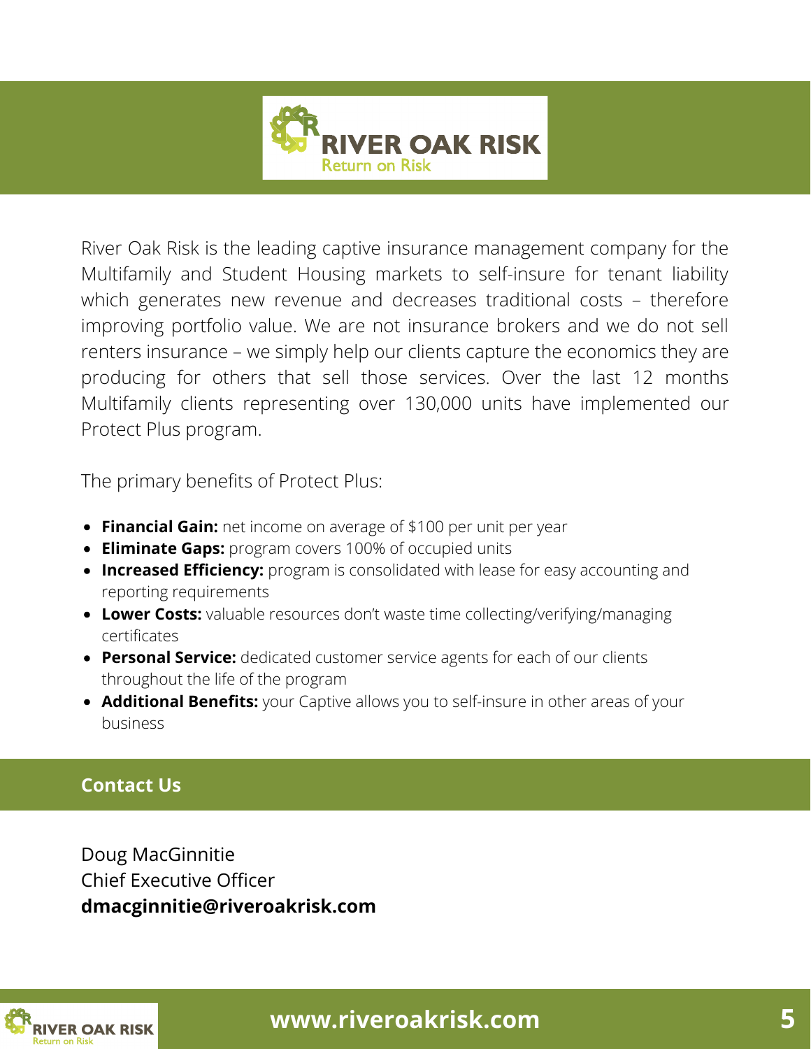River Oak Risk is the leading captive insurance management company for the Multifamily and Student Housing markets to self-insure for tenant liability which generates new revenue and decreases traditional costs – therefore improving portfolio value. We are not insurance brokers and we do not sell renters insurance – we simply help our clients capture the economics they are producing for others that sell those services. Over the last 12 months Multifamily clients representing over 130,000 units have implemented our Protect Plus program.

The primary benefits of Protect Plus:

- **Financial Gain:** net income on average of $100 per unit per year
- **Eliminate Gaps:** program covers 100% of occupied units
- **Increased Efficiency:** program is consolidated with lease for easy accounting and reporting requirements
- **Lower Costs:** valuable resources don't waste time collecting/verifying/managing certificates
- **Personal Service:** dedicated customer service agents for each of our clients throughout the life of the program
- **Additional Benefits:** your Captive allows you to self-insure in other areas of your business

## Contact Us

Doug MacGinnitie
Chief Executive Officer
**dmacginnitie@riveroakrisk.com**

**www.riveroakrisk.com**